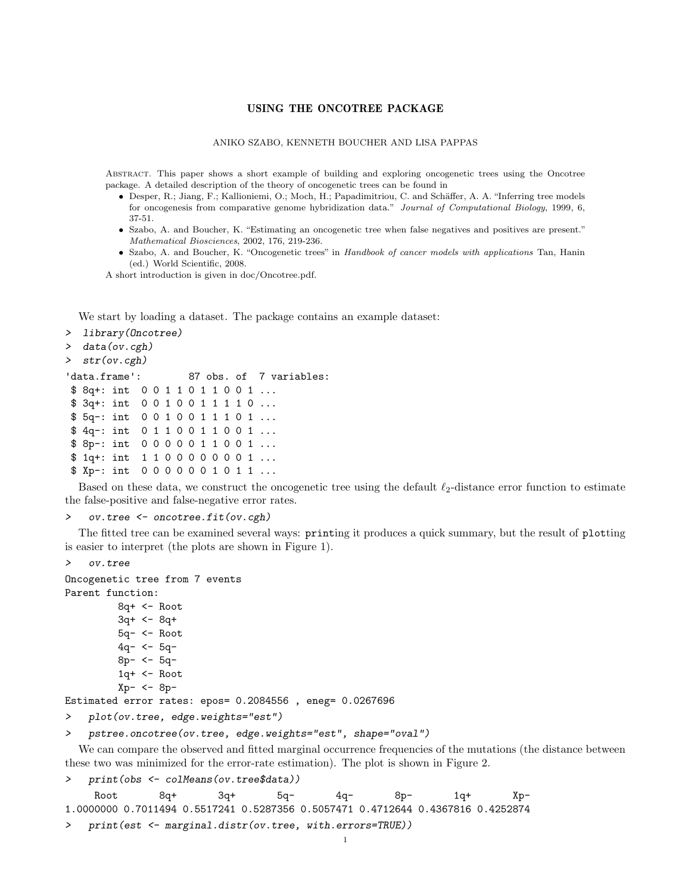# USING THE ONCOTREE PACKAGE

ANIKO SZABO, KENNETH BOUCHER AND LISA PAPPAS

Abstract. This paper shows a short example of building and exploring oncogenetic trees using the Oncotree package. A detailed description of the theory of oncogenetic trees can be found in

- Desper, R.; Jiang, F.; Kallioniemi, O.; Moch, H.; Papadimitriou, C. and Schäffer, A. A. "Inferring tree models for oncogenesis from comparative genome hybridization data." *Journal of Computational Biology*, 1999, 6, 37-51.
- Szabo, A. and Boucher, K. "Estimating an oncogenetic tree when false negatives and positives are present." *Mathematical Biosciences*, 2002, 176, 219-236.
- Szabo, A. and Boucher, K. "Oncogenetic trees" in *Handbook of cancer models with applications* Tan, Hanin (ed.) World Scientific, 2008.

A short introduction is given in doc/Oncotree.pdf.

We start by loading a dataset. The package contains an example dataset:

```
> library(Oncotree)
> data(ov.cgh)
> str(ov.cgh)
'data.frame':        87 obs. of  7 variables:
 $ 8q+: int  0 0 1 1 0 1 1 0 0 1 ...
 $ 3q+: int  0 0 1 0 0 1 1 1 1 0 ...
 $ 5q-: int  0 0 1 0 0 1 1 1 0 1 ...
 $ 4q-: int  0 1 1 0 0 1 1 0 0 1 ...
 $ 8p-: int  0 0 0 0 0 1 1 0 0 1 ...
 $ 1q+: int  1 1 0 0 0 0 0 0 0 1 ...
 $ Xp-: int  0 0 0 0 0 0 1 0 1 1 ...
```

Based on these data, we construct the oncogenetic tree using the default $\ell_2$-distance error function to estimate the false-positive and false-negative error rates.

```
>   ov.tree <- oncotree.fit(ov.cgh)
```

The fitted tree can be examined several ways: printing it produces a quick summary, but the result of plotting is easier to interpret (the plots are shown in Figure 1).

```
>   ov.tree
Oncogenetic tree from 7 events
Parent function:
         8q+ <- Root
         3q+ <- 8q+
         5q- <- Root
         4q- <- 5q-
         8p- <- 5q-
         1q+ <- Root
         Xp- <- 8p-
Estimated error rates: epos= 0.2084556 , eneg= 0.0267696
>   plot(ov.tree, edge.weights="est")
>   pstree.oncotree(ov.tree, edge.weights="est", shape="oval")
```

We can compare the observed and fitted marginal occurrence frequencies of the mutations (the distance between these two was minimized for the error-rate estimation). The plot is shown in Figure 2.

```
>   print(obs <- colMeans(ov.tree$data))
     Root       8q+       3q+       5q-       4q-       8p-       1q+       Xp-
1.0000000 0.7011494 0.5517241 0.5287356 0.5057471 0.4712644 0.4367816 0.4252874
>   print(est <- marginal.distr(ov.tree, with.errors=TRUE))
```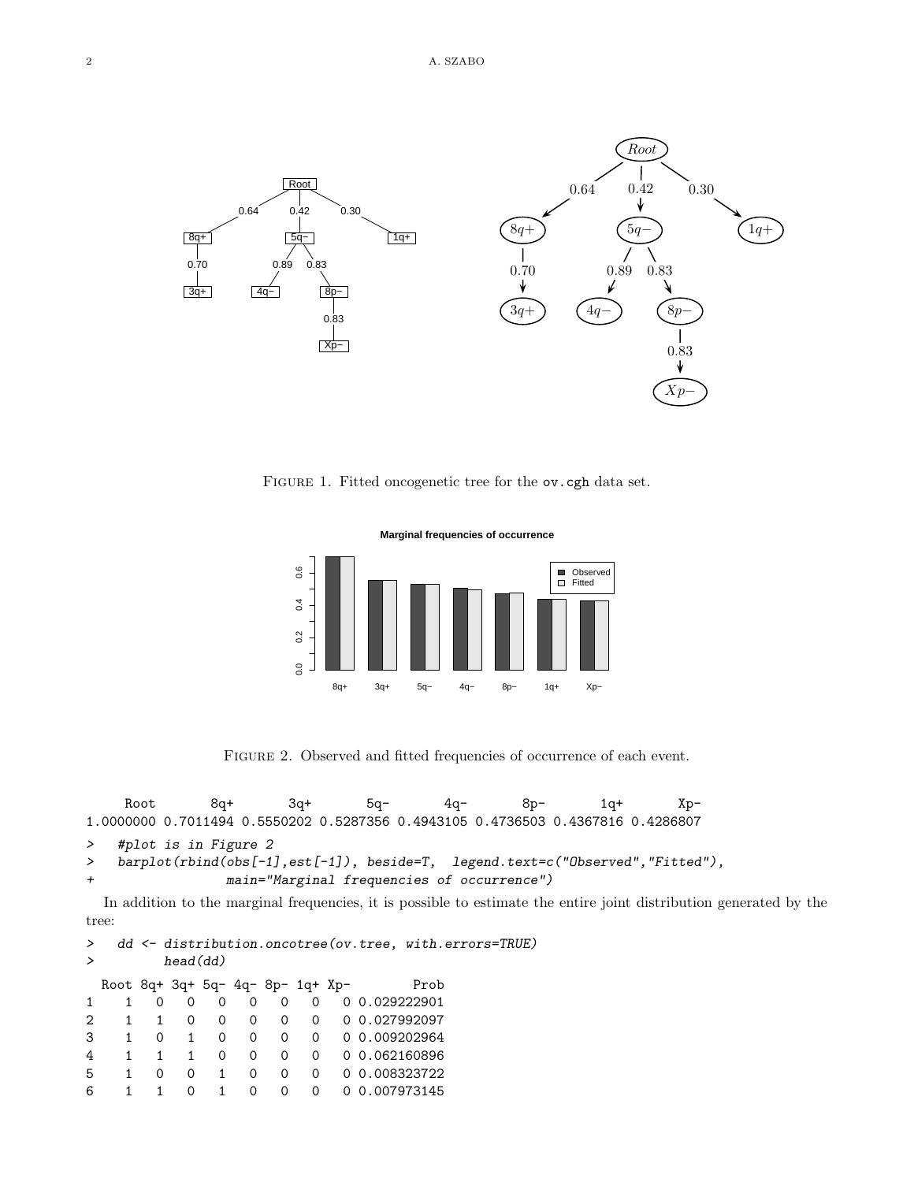FIGURE 1. Fitted oncogenetic tree for the `ov.cgh` data set.

FIGURE 2. Observed and fitted frequencies of occurrence of each event.

```
     Root       8q+       3q+       5q-       4q-       8p-       1q+       Xp-
1.0000000 0.7011494 0.5550202 0.5287356 0.4943105 0.4736503 0.4367816 0.4286807
```

```
>   #plot is in Figure 2
>   barplot(rbind(obs[-1],est[-1]), beside=T,  legend.text=c("Observed","Fitted"),
+                 main="Marginal frequencies of occurrence")
```

In addition to the marginal frequencies, it is possible to estimate the entire joint distribution generated by the tree:

```
>   dd <- distribution.oncotree(ov.tree, with.errors=TRUE)
>         head(dd)
```

```
  Root 8q+ 3q+ 5q- 4q- 8p- 1q+ Xp-        Prob
1    1   0   0   0   0   0   0   0 0.029222901
2    1   1   0   0   0   0   0   0 0.027992097
3    1   0   1   0   0   0   0   0 0.009202964
4    1   1   1   0   0   0   0   0 0.062160896
5    1   0   0   1   0   0   0   0 0.008323722
6    1   1   0   1   0   0   0   0 0.007973145
```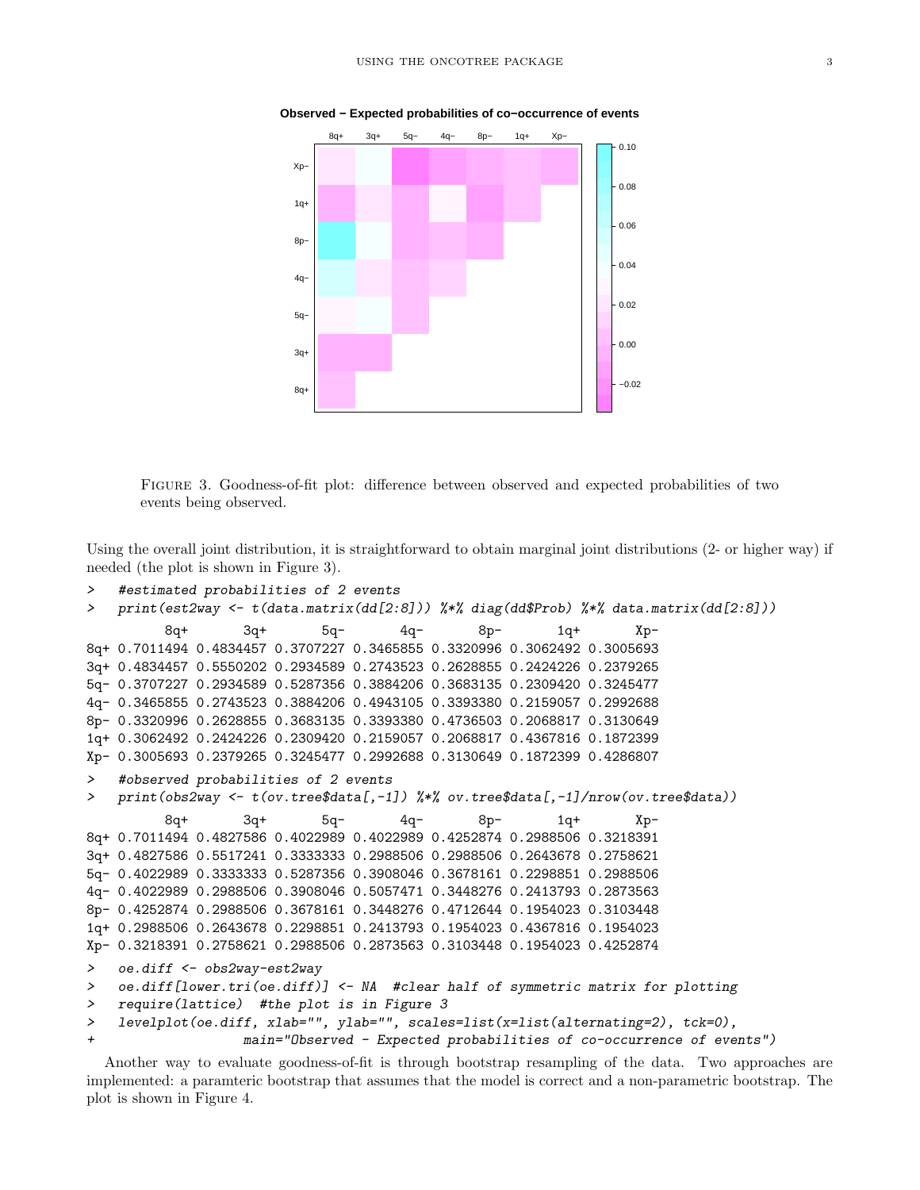FIGURE 3. Goodness-of-fit plot: difference between observed and expected probabilities of two events being observed.

Using the overall joint distribution, it is straightforward to obtain marginal joint distributions (2- or higher way) if needed (the plot is shown in Figure 3).

```
>   #estimated probabilities of 2 events
>   print(est2way <- t(data.matrix(dd[2:8])) %*% diag(dd$Prob) %*% data.matrix(dd[2:8]))
          8q+       3q+       5q-       4q-       8p-       1q+       Xp-
8q+ 0.7011494 0.4834457 0.3707227 0.3465855 0.3320996 0.3062492 0.3005693
3q+ 0.4834457 0.5550202 0.2934589 0.2743523 0.2628855 0.2424226 0.2379265
5q- 0.3707227 0.2934589 0.5287356 0.3884206 0.3683135 0.2309420 0.3245477
4q- 0.3465855 0.2743523 0.3884206 0.4943105 0.3393380 0.2159057 0.2992688
8p- 0.3320996 0.2628855 0.3683135 0.3393380 0.4736503 0.2068817 0.3130649
1q+ 0.3062492 0.2424226 0.2309420 0.2159057 0.2068817 0.4367816 0.1872399
Xp- 0.3005693 0.2379265 0.3245477 0.2992688 0.3130649 0.1872399 0.4286807
>   #observed probabilities of 2 events
>   print(obs2way <- t(ov.tree$data[,-1]) %*% ov.tree$data[,-1]/nrow(ov.tree$data))
          8q+       3q+       5q-       4q-       8p-       1q+       Xp-
8q+ 0.7011494 0.4827586 0.4022989 0.4022989 0.4252874 0.2988506 0.3218391
3q+ 0.4827586 0.5517241 0.3333333 0.2988506 0.2988506 0.2643678 0.2758621
5q- 0.4022989 0.3333333 0.5287356 0.3908046 0.3678161 0.2298851 0.2988506
4q- 0.4022989 0.2988506 0.3908046 0.5057471 0.3448276 0.2413793 0.2873563
8p- 0.4252874 0.2988506 0.3678161 0.3448276 0.4712644 0.1954023 0.3103448
1q+ 0.2988506 0.2643678 0.2298851 0.2413793 0.1954023 0.4367816 0.1954023
Xp- 0.3218391 0.2758621 0.2988506 0.2873563 0.3103448 0.1954023 0.4252874
>   oe.diff <- obs2way-est2way
>   oe.diff[lower.tri(oe.diff)] <- NA  #clear half of symmetric matrix for plotting
>   require(lattice)  #the plot is in Figure 3
>   levelplot(oe.diff, xlab="", ylab="", scales=list(x=list(alternating=2), tck=0),
+                  main="Observed - Expected probabilities of co-occurrence of events")
```

Another way to evaluate goodness-of-fit is through bootstrap resampling of the data. Two approaches are implemented: a paramteric bootstrap that assumes that the model is correct and a non-parametric bootstrap. The plot is shown in Figure 4.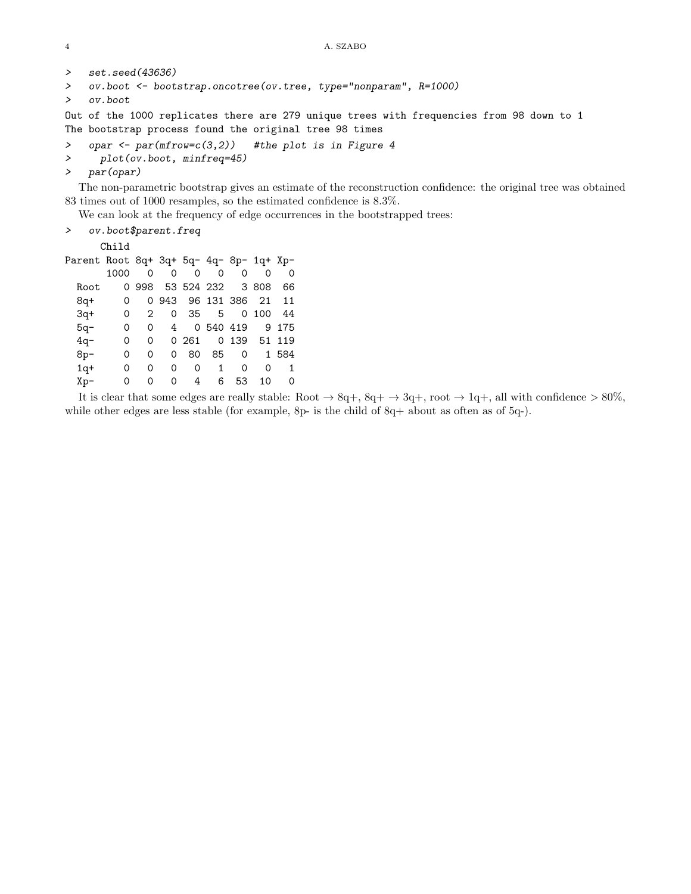```
>   set.seed(43636)
>   ov.boot <- bootstrap.oncotree(ov.tree, type="nonparam", R=1000)
>   ov.boot
Out of the 1000 replicates there are 279 unique trees with frequencies from 98 down to 1
The bootstrap process found the original tree 98 times
>   opar <- par(mfrow=c(3,2))   #the plot is in Figure 4
>     plot(ov.boot, minfreq=45)
>   par(opar)
```

The non-parametric bootstrap gives an estimate of the reconstruction confidence: the original tree was obtained 83 times out of 1000 resamples, so the estimated confidence is 8.3%.

We can look at the frequency of edge occurrences in the bootstrapped trees:

```
>   ov.boot$parent.freq
      Child
Parent Root 8q+ 3q+ 5q- 4q- 8p- 1q+ Xp-
       1000   0   0   0   0   0   0   0
  Root    0 998  53 524 232   3 808  66
  8q+     0   0 943  96 131 386  21  11
  3q+     0   2   0  35   5   0 100  44
  5q-     0   0   4   0 540 419   9 175
  4q-     0   0   0 261   0 139  51 119
  8p-     0   0   0  80  85   0   1 584
  1q+     0   0   0   0   1   0   0   1
  Xp-     0   0   0   4   6  53  10   0
```

It is clear that some edges are really stable: Root → 8q+, 8q+ → 3q+, root → 1q+, all with confidence > 80%, while other edges are less stable (for example, 8p- is the child of 8q+ about as often as of 5q-).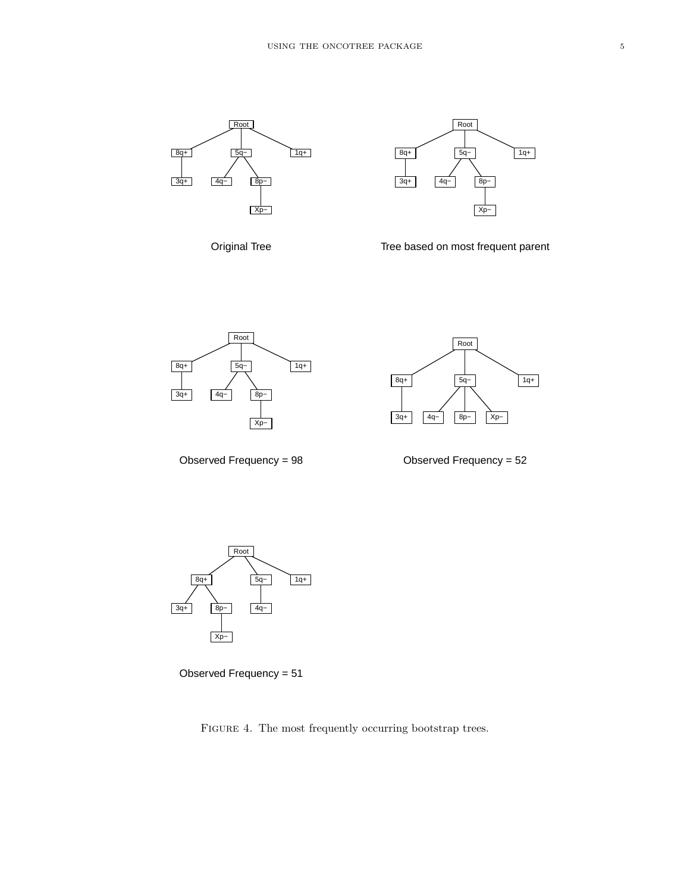Root

8q+ 5q− 1q+

3q+ 4q− 8p−

Xp−

Original Tree

Root

8q+ 5q− 1q+

3q+ 4q− 8p−

Xp−

Tree based on most frequent parent

Root

8q+ 5q− 1q+

3q+ 4q− 8p−

Xp−

Observed Frequency = 98

Root

8q+ 5q− 1q+

3q+ 4q− 8p− Xp−

Observed Frequency = 52

Root

8q+ 5q− 1q+

3q+ 8p− 4q−

Xp−

Observed Frequency = 51

FIGURE 4. The most frequently occurring bootstrap trees.